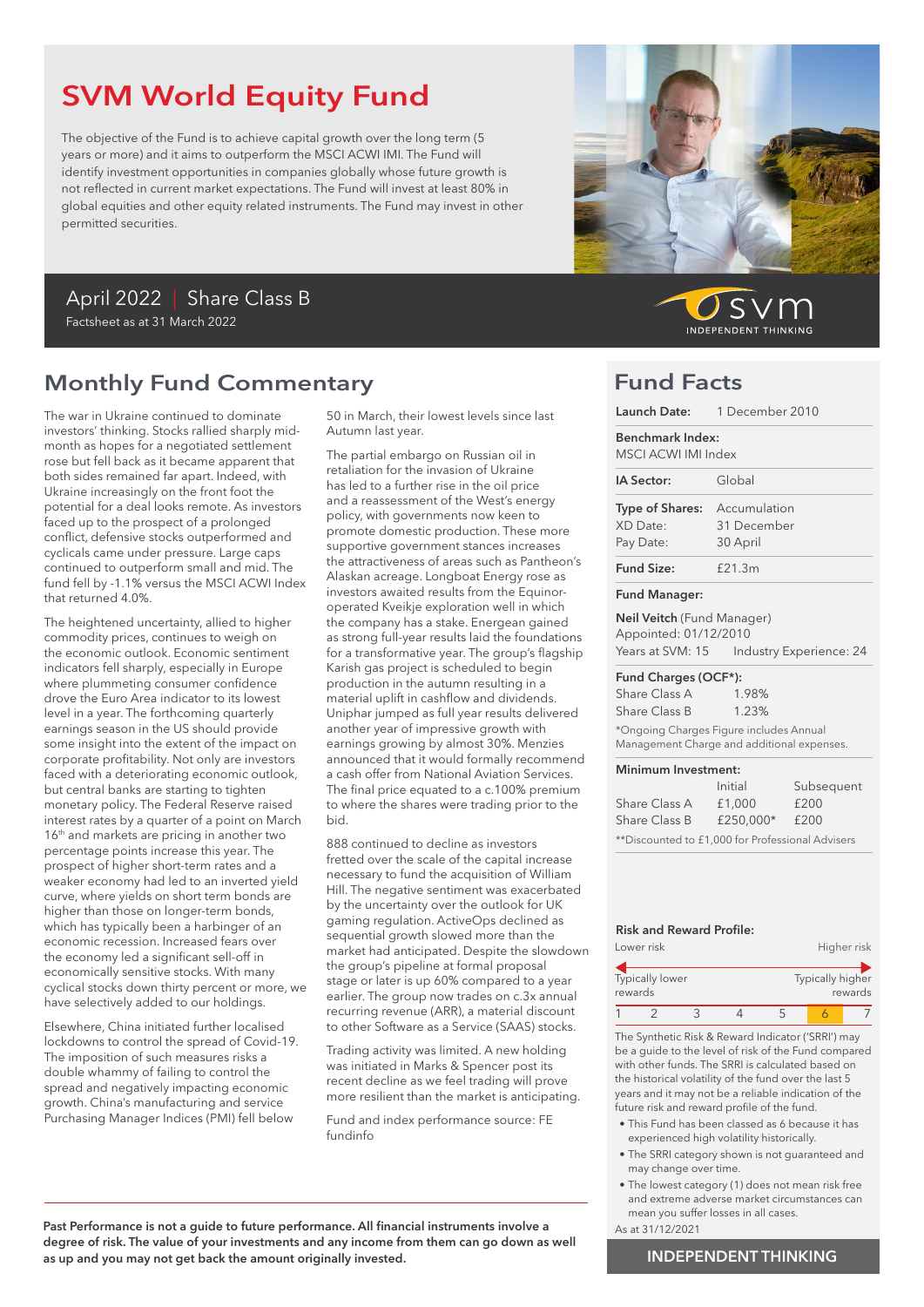# SVM World Equity Fund

The objective of the Fund is to achieve capital growth over the long term (5 years or more) and it aims to outperform the MSCI ACWI IMI. The Fund will identify investment opportunities in companies globally whose future growth is not reflected in current market expectations. The Fund will invest at least 80% in global equities and other equity related instruments. The Fund may invest in other permitted securities.

April 2022 | Share Class B

Factsheet as at 31 March 2022

svm INDEPENDENT THINKING

## Monthly Fund Commentary

The war in Ukraine continued to dominate investors' thinking. Stocks rallied sharply mid-month as hopes for a negotiated settlement rose but fell back as it became apparent that both sides remained far apart. Indeed, with Ukraine increasingly on the front foot the potential for a deal looks remote. As investors faced up to the prospect of a prolonged conflict, defensive stocks outperformed and cyclicals came under pressure. Large caps continued to outperform small and mid. The fund fell by -1.1% versus the MSCI ACWI Index that returned 4.0%.

The heightened uncertainty, allied to higher commodity prices, continues to weigh on the economic outlook. Economic sentiment indicators fell sharply, especially in Europe where plummeting consumer confidence drove the Euro Area indicator to its lowest level in a year. The forthcoming quarterly earnings season in the US should provide some insight into the extent of the impact on corporate profitability. Not only are investors faced with a deteriorating economic outlook, but central banks are starting to tighten monetary policy. The Federal Reserve raised interest rates by a quarter of a point on March 16th and markets are pricing in another two percentage points increase this year. The prospect of higher short-term rates and a weaker economy had led to an inverted yield curve, where yields on short term bonds are higher than those on longer-term bonds, which has typically been a harbinger of an economic recession. Increased fears over the economy led a significant sell-off in economically sensitive stocks. With many cyclical stocks down thirty percent or more, we have selectively added to our holdings.

Elsewhere, China initiated further localised lockdowns to control the spread of Covid-19. The imposition of such measures risks a double whammy of failing to control the spread and negatively impacting economic growth. China's manufacturing and service Purchasing Manager Indices (PMI) fell below 50 in March, their lowest levels since last Autumn last year.

The partial embargo on Russian oil in retaliation for the invasion of Ukraine has led to a further rise in the oil price and a reassessment of the West's energy policy, with governments now keen to promote domestic production. These more supportive government stances increases the attractiveness of areas such as Pantheon's Alaskan acreage. Longboat Energy rose as investors awaited results from the Equinor-operated Kveikje exploration well in which the company has a stake. Energean gained as strong full-year results laid the foundations for a transformative year. The group's flagship Karish gas project is scheduled to begin production in the autumn resulting in a material uplift in cashflow and dividends. Uniphar jumped as full year results delivered another year of impressive growth with earnings growing by almost 30%. Menzies announced that it would formally recommend a cash offer from National Aviation Services. The final price equated to a c.100% premium to where the shares were trading prior to the bid.

888 continued to decline as investors fretted over the scale of the capital increase necessary to fund the acquisition of William Hill. The negative sentiment was exacerbated by the uncertainty over the outlook for UK gaming regulation. ActiveOps declined as sequential growth slowed more than the market had anticipated. Despite the slowdown the group's pipeline at formal proposal stage or later is up 60% compared to a year earlier. The group now trades on c.3x annual recurring revenue (ARR), a material discount to other Software as a Service (SAAS) stocks.

Trading activity was limited. A new holding was initiated in Marks & Spencer post its recent decline as we feel trading will prove more resilient than the market is anticipating.

Fund and index performance source: FE fundinfo

**Past Performance is not a guide to future performance. All financial instruments involve a degree of risk. The value of your investments and any income from them can go down as well as up and you may not get back the amount originally invested.**

## Fund Facts

**Launch Date:** 1 December 2010

**Benchmark Index:** MSCI ACWI IMI Index

**IA Sector:** Global

**Type of Shares:** Accumulation
XD Date: 31 December
Pay Date: 30 April

**Fund Size:** £21.3m

**Fund Manager:**

**Neil Veitch** (Fund Manager)
Appointed: 01/12/2010
Years at SVM: 15 Industry Experience: 24

**Fund Charges (OCF*):**

| | |
|---|---|
| Share Class A | 1.98% |
| Share Class B | 1.23% |

*Ongoing Charges Figure includes Annual Management Charge and additional expenses.

**Minimum Investment:**

| | Initial | Subsequent |
|---|---|---|
| Share Class A | £1,000 | £200 |
| Share Class B | £250,000* | £200 |

**Discounted to £1,000 for Professional Advisers

**Risk and Reward Profile:**

Lower risk — Higher risk

Typically lower rewards — Typically higher rewards

| 1 | 2 | 3 | 4 | 5 | **6** | 7 |
|---|---|---|---|---|---|---|

The Synthetic Risk & Reward Indicator ('SRRI') may be a guide to the level of risk of the Fund compared with other funds. The SRRI is calculated based on the historical volatility of the fund over the last 5 years and it may not be a reliable indication of the future risk and reward profile of the fund.

- This Fund has been classed as 6 because it has experienced high volatility historically.
- The SRRI category shown is not guaranteed and may change over time.
- The lowest category (1) does not mean risk free and extreme adverse market circumstances can mean you suffer losses in all cases.

As at 31/12/2021

INDEPENDENT THINKING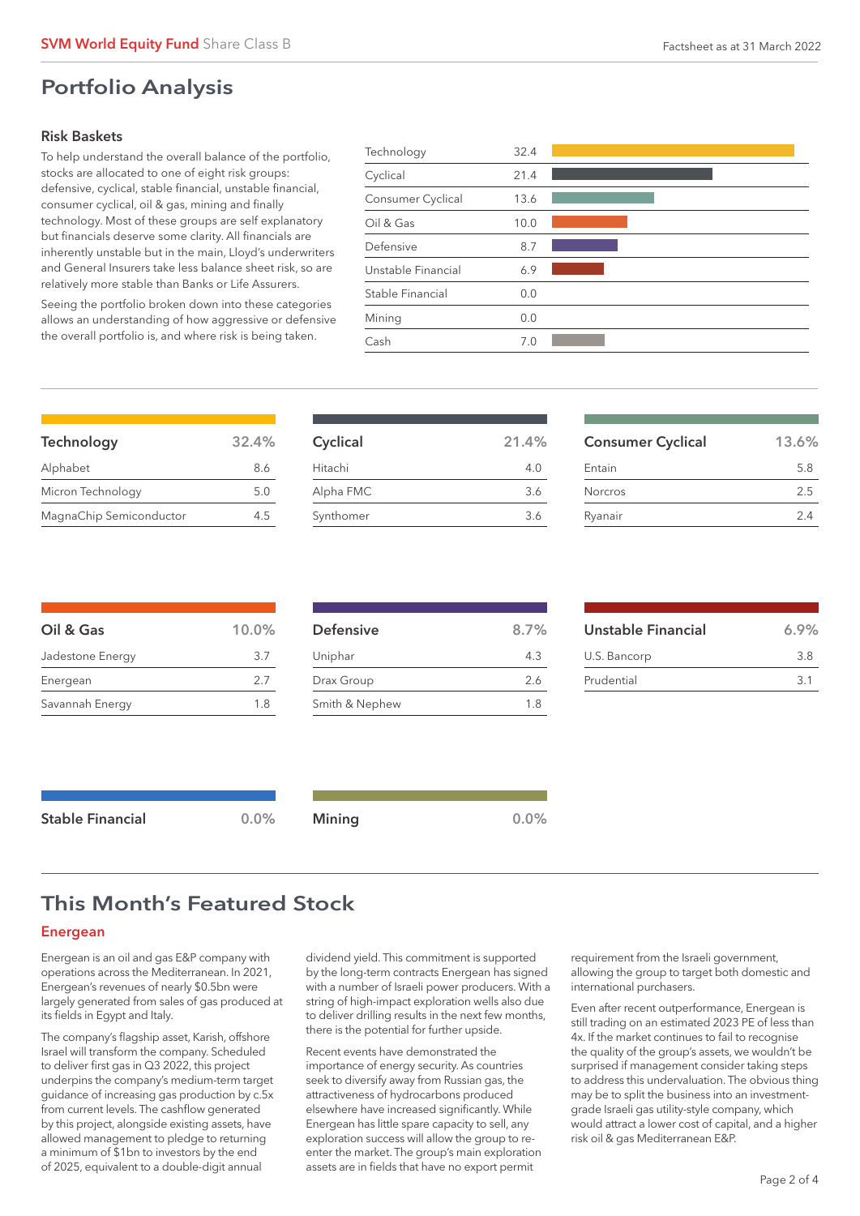# Portfolio Analysis

### Risk Baskets

To help understand the overall balance of the portfolio, stocks are allocated to one of eight risk groups: defensive, cyclical, stable financial, unstable financial, consumer cyclical, oil & gas, mining and finally technology. Most of these groups are self explanatory but financials deserve some clarity. All financials are inherently unstable but in the main, Lloyd's underwriters and General Insurers take less balance sheet risk, so are relatively more stable than Banks or Life Assurers.

Seeing the portfolio broken down into these categories allows an understanding of how aggressive or defensive the overall portfolio is, and where risk is being taken.

| Risk Basket | % |
|---|---|
| Technology | 32.4 |
| Cyclical | 21.4 |
| Consumer Cyclical | 13.6 |
| Oil & Gas | 10.0 |
| Defensive | 8.7 |
| Unstable Financial | 6.9 |
| Stable Financial | 0.0 |
| Mining | 0.0 |
| Cash | 7.0 |

| Technology | 32.4% |
|---|---|
| Alphabet | 8.6 |
| Micron Technology | 5.0 |
| MagnaChip Semiconductor | 4.5 |

| Cyclical | 21.4% |
|---|---|
| Hitachi | 4.0 |
| Alpha FMC | 3.6 |
| Synthomer | 3.6 |

| Consumer Cyclical | 13.6% |
|---|---|
| Entain | 5.8 |
| Norcros | 2.5 |
| Ryanair | 2.4 |

| Oil & Gas | 10.0% |
|---|---|
| Jadestone Energy | 3.7 |
| Energean | 2.7 |
| Savannah Energy | 1.8 |

| Defensive | 8.7% |
|---|---|
| Uniphar | 4.3 |
| Drax Group | 2.6 |
| Smith & Nephew | 1.8 |

| Unstable Financial | 6.9% |
|---|---|
| U.S. Bancorp | 3.8 |
| Prudential | 3.1 |

| Stable Financial | 0.0% |
|---|---|

| Mining | 0.0% |
|---|---|

# This Month's Featured Stock

## Energean

Energean is an oil and gas E&P company with operations across the Mediterranean. In 2021, Energean's revenues of nearly $0.5bn were largely generated from sales of gas produced at its fields in Egypt and Italy.

The company's flagship asset, Karish, offshore Israel will transform the company. Scheduled to deliver first gas in Q3 2022, this project underpins the company's medium-term target guidance of increasing gas production by c.5x from current levels. The cashflow generated by this project, alongside existing assets, have allowed management to pledge to returning a minimum of $1bn to investors by the end of 2025, equivalent to a double-digit annual dividend yield. This commitment is supported by the long-term contracts Energean has signed with a number of Israeli power producers. With a string of high-impact exploration wells also due to deliver drilling results in the next few months, there is the potential for further upside.

Recent events have demonstrated the importance of energy security. As countries seek to diversify away from Russian gas, the attractiveness of hydrocarbons produced elsewhere have increased significantly. While Energean has little spare capacity to sell, any exploration success will allow the group to re-enter the market. The group's main exploration assets are in fields that have no export permit requirement from the Israeli government, allowing the group to target both domestic and international purchasers.

Even after recent outperformance, Energean is still trading on an estimated 2023 PE of less than 4x. If the market continues to fail to recognise the quality of the group's assets, we wouldn't be surprised if management consider taking steps to address this undervaluation. The obvious thing may be to split the business into an investment-grade Israeli gas utility-style company, which would attract a lower cost of capital, and a higher risk oil & gas Mediterranean E&P.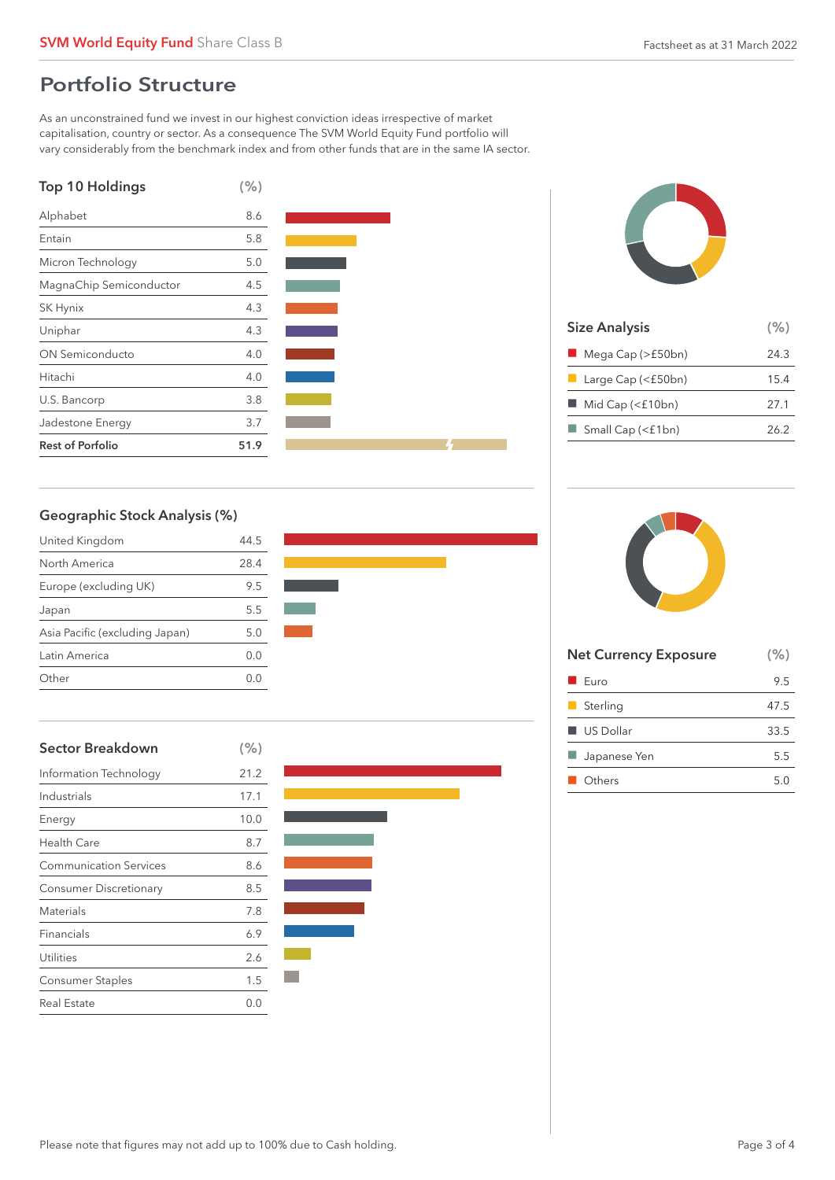# Portfolio Structure

As an unconstrained fund we invest in our highest conviction ideas irrespective of market capitalisation, country or sector. As a consequence The SVM World Equity Fund portfolio will vary considerably from the benchmark index and from other funds that are in the same IA sector.

| Top 10 Holdings | (%) |
|---|---|
| Alphabet | 8.6 |
| Entain | 5.8 |
| Micron Technology | 5.0 |
| MagnaChip Semiconductor | 4.5 |
| SK Hynix | 4.3 |
| Uniphar | 4.3 |
| ON Semiconducto | 4.0 |
| Hitachi | 4.0 |
| U.S. Bancorp | 3.8 |
| Jadestone Energy | 3.7 |
| **Rest of Porfolio** | **51.9** |

| Size Analysis | (%) |
|---|---|
| Mega Cap (>£50bn) | 24.3 |
| Large Cap (<£50bn) | 15.4 |
| Mid Cap (<£10bn) | 27.1 |
| Small Cap (<£1bn) | 26.2 |

| Geographic Stock Analysis (%) | |
|---|---|
| United Kingdom | 44.5 |
| North America | 28.4 |
| Europe (excluding UK) | 9.5 |
| Japan | 5.5 |
| Asia Pacific (excluding Japan) | 5.0 |
| Latin America | 0.0 |
| Other | 0.0 |

| Net Currency Exposure | (%) |
|---|---|
| Euro | 9.5 |
| Sterling | 47.5 |
| US Dollar | 33.5 |
| Japanese Yen | 5.5 |
| Others | 5.0 |

| Sector Breakdown | (%) |
|---|---|
| Information Technology | 21.2 |
| Industrials | 17.1 |
| Energy | 10.0 |
| Health Care | 8.7 |
| Communication Services | 8.6 |
| Consumer Discretionary | 8.5 |
| Materials | 7.8 |
| Financials | 6.9 |
| Utilities | 2.6 |
| Consumer Staples | 1.5 |
| Real Estate | 0.0 |

Please note that figures may not add up to 100% due to Cash holding.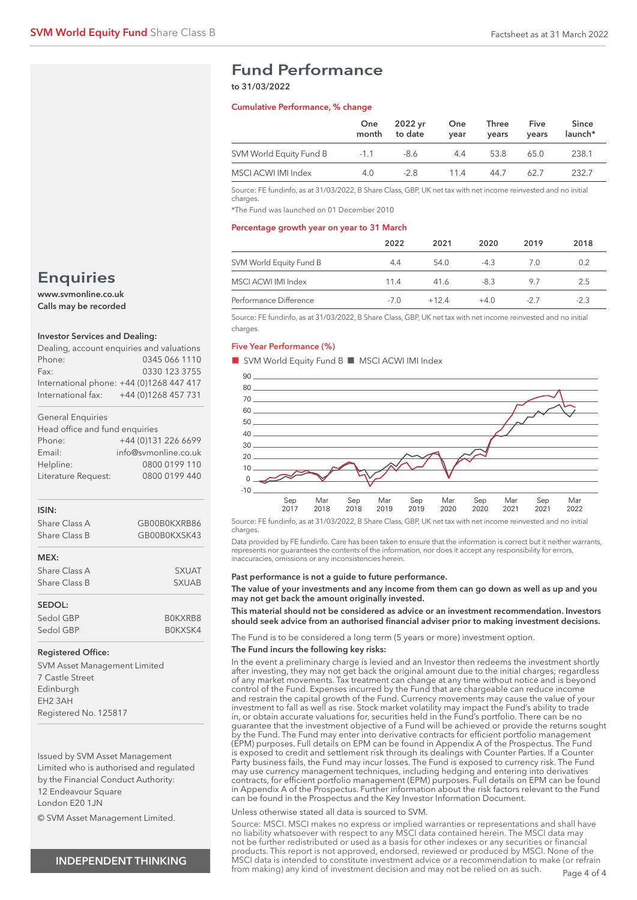# Fund Performance

**to 31/03/2022**

### Cumulative Performance, % change

| | One month | 2022 yr to date | One year | Three years | Five years | Since launch* |
|---|---|---|---|---|---|---|
| SVM World Equity Fund B | -1.1 | -8.6 | 4.4 | 53.8 | 65.0 | 238.1 |
| MSCI ACWI IMI Index | 4.0 | -2.8 | 11.4 | 44.7 | 62.7 | 232.7 |

Source: FE fundinfo, as at 31/03/2022, B Share Class, GBP, UK net tax with net income reinvested and no initial charges.

*The Fund was launched on 01 December 2010

### Percentage growth year on year to 31 March

| | 2022 | 2021 | 2020 | 2019 | 2018 |
|---|---|---|---|---|---|
| SVM World Equity Fund B | 4.4 | 54.0 | -4.3 | 7.0 | 0.2 |
| MSCI ACWI IMI Index | 11.4 | 41.6 | -8.3 | 9.7 | 2.5 |
| Performance Difference | -7.0 | +12.4 | +4.0 | -2.7 | -2.3 |

Source: FE fundinfo, as at 31/03/2022, B Share Class, GBP, UK net tax with net income reinvested and no initial charges.

### Five Year Performance (%)

SVM World Equity Fund B
MSCI ACWI IMI Index

90
80
70
60
50
40
30
20
10
0
-10

Sep 2017, Mar 2018, Sep 2018, Mar 2019, Sep 2019, Mar 2020, Sep 2020, Mar 2021, Sep 2021, Mar 2022

Source: FE fundinfo, as at 31/03/2022, B Share Class, GBP, UK net tax with net income reinvested and no initial charges.

Data provided by FE fundinfo. Care has been taken to ensure that the information is correct but it neither warrants, represents nor guarantees the contents of the information, nor does it accept any responsibility for errors, inaccuracies, omissions or any inconsistencies herein.

**Past performance is not a guide to future performance.**

**The value of your investments and any income from them can go down as well as up and you may not get back the amount originally invested.**

**This material should not be considered as advice or an investment recommendation. Investors should seek advice from an authorised financial adviser prior to making investment decisions.**

The Fund is to be considered a long term (5 years or more) investment option.

**The Fund incurs the following key risks:**

In the event a preliminary charge is levied and an Investor then redeems the investment shortly after investing, they may not get back the original amount due to the initial charges; regardless of any market movements. Tax treatment can change at any time without notice and is beyond control of the Fund. Expenses incurred by the Fund that are chargeable can reduce income and restrain the capital growth of the Fund. Currency movements may cause the value of your investment to fall as well as rise. Stock market volatility may impact the Fund's ability to trade in, or obtain accurate valuations for, securities held in the Fund's portfolio. There can be no guarantee that the investment objective of a Fund will be achieved or provide the returns sought by the Fund. The Fund may enter into derivative contracts for efficient portfolio management (EPM) purposes. Full details on EPM can be found in Appendix A of the Prospectus. The Fund is exposed to credit and settlement risk through its dealings with Counter Parties. If a Counter Party business fails, the Fund may incur losses. The Fund is exposed to currency risk. The Fund may use currency management techniques, including hedging and entering into derivatives contracts, for efficient portfolio management (EPM) purposes. Full details on EPM can be found in Appendix A of the Prospectus. Further information about the risk factors relevant to the Fund can be found in the Prospectus and the Key Investor Information Document.

Unless otherwise stated all data is sourced to SVM.

Source: MSCI. MSCI makes no express or implied warranties or representations and shall have no liability whatsoever with respect to any MSCI data contained herein. The MSCI data may not be further redistributed or used as a basis for other indexes or any securities or financial products. This report is not approved, endorsed, reviewed or produced by MSCI. None of the MSCI data is intended to constitute investment advice or a recommendation to make (or refrain from making) any kind of investment decision and may not be relied on as such.

## Enquiries

**www.svmonline.co.uk**
**Calls may be recorded**

**Investor Services and Dealing:**

Dealing, account enquiries and valuations

| | |
|---|---|
| Phone: | 0345 066 1110 |
| Fax: | 0330 123 3755 |
| International phone: | +44 (0)1268 447 417 |
| International fax: | +44 (0)1268 457 731 |

General Enquiries
Head office and fund enquiries

| | |
|---|---|
| Phone: | +44 (0)131 226 6699 |
| Email: | info@svmonline.co.uk |
| Helpline: | 0800 0199 110 |
| Literature Request: | 0800 0199 440 |

**ISIN:**

| | |
|---|---|
| Share Class A | GB00B0KXRB86 |
| Share Class B | GB00B0KXSK43 |

**MEX:**

| | |
|---|---|
| Share Class A | SXUAT |
| Share Class B | SXUAB |

**SEDOL:**

| | |
|---|---|
| Sedol GBP | B0KXRB8 |
| Sedol GBP | B0KXSK4 |

**Registered Office:**

SVM Asset Management Limited
7 Castle Street
Edinburgh
EH2 3AH
Registered No. 125817

Issued by SVM Asset Management Limited who is authorised and regulated by the Financial Conduct Authority:
12 Endeavour Square
London E20 1JN

© SVM Asset Management Limited.

**INDEPENDENT THINKING**